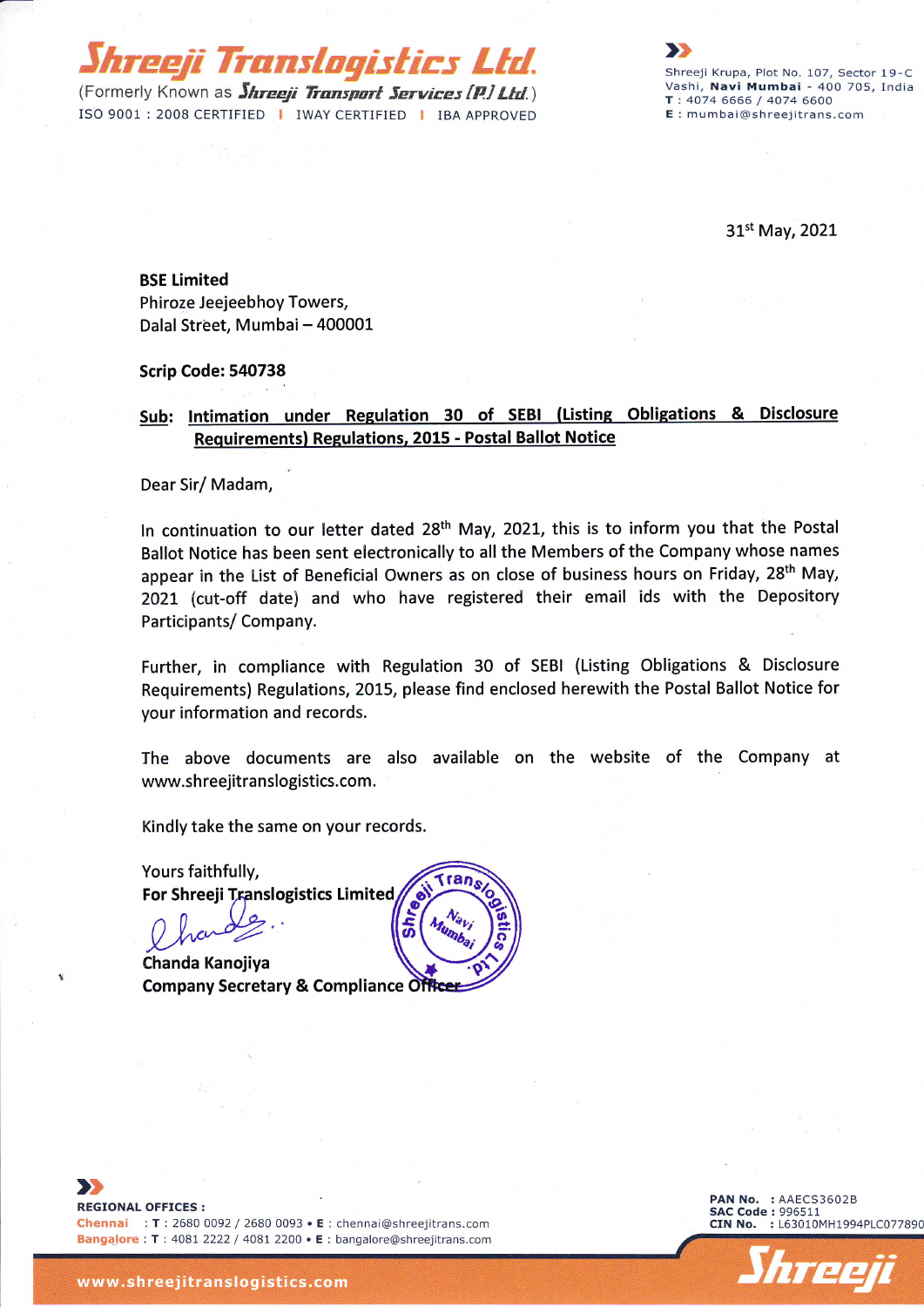# Shreeji Translogistics Ltd.

(Formerly Known as *Shreeji Transport Services (P.) Ltd.*)

ISO 9001 : 2008 CERTIFIED | IWAY CERTIFIED | IBA APPROVED

Shreeji Krupa, Plot No. 107, Sector 19-C
Vashi, **Navi Mumbai** - 400 705, India
**T** : 4074 6666 / 4074 6600
**E** : mumbai@shreejitrans.com

31st May, 2021

**BSE Limited**
Phiroze Jeejeebhoy Towers,
Dalal Street, Mumbai – 400001

**Scrip Code: 540738**

**Sub: Intimation under Regulation 30 of SEBI (Listing Obligations & Disclosure Requirements) Regulations, 2015 - Postal Ballot Notice**

Dear Sir/ Madam,

In continuation to our letter dated 28th May, 2021, this is to inform you that the Postal Ballot Notice has been sent electronically to all the Members of the Company whose names appear in the List of Beneficial Owners as on close of business hours on Friday, 28th May, 2021 (cut-off date) and who have registered their email ids with the Depository Participants/ Company.

Further, in compliance with Regulation 30 of SEBI (Listing Obligations & Disclosure Requirements) Regulations, 2015, please find enclosed herewith the Postal Ballot Notice for your information and records.

The above documents are also available on the website of the Company at www.shreejitranslogistics.com.

Kindly take the same on your records.

Yours faithfully,
**For Shreeji Translogistics Limited**

**Chanda Kanojiya**
**Company Secretary & Compliance Officer**

**REGIONAL OFFICES :**
**Chennai** : **T** : 2680 0092 / 2680 0093 • **E** : chennai@shreejitrans.com
**Bangalore** : **T** : 4081 2222 / 4081 2200 • **E** : bangalore@shreejitrans.com

**PAN No.** : AAECS3602B
**SAC Code** : 996511
**CIN No.** : L63010MH1994PLC077890

www.shreejitranslogistics.com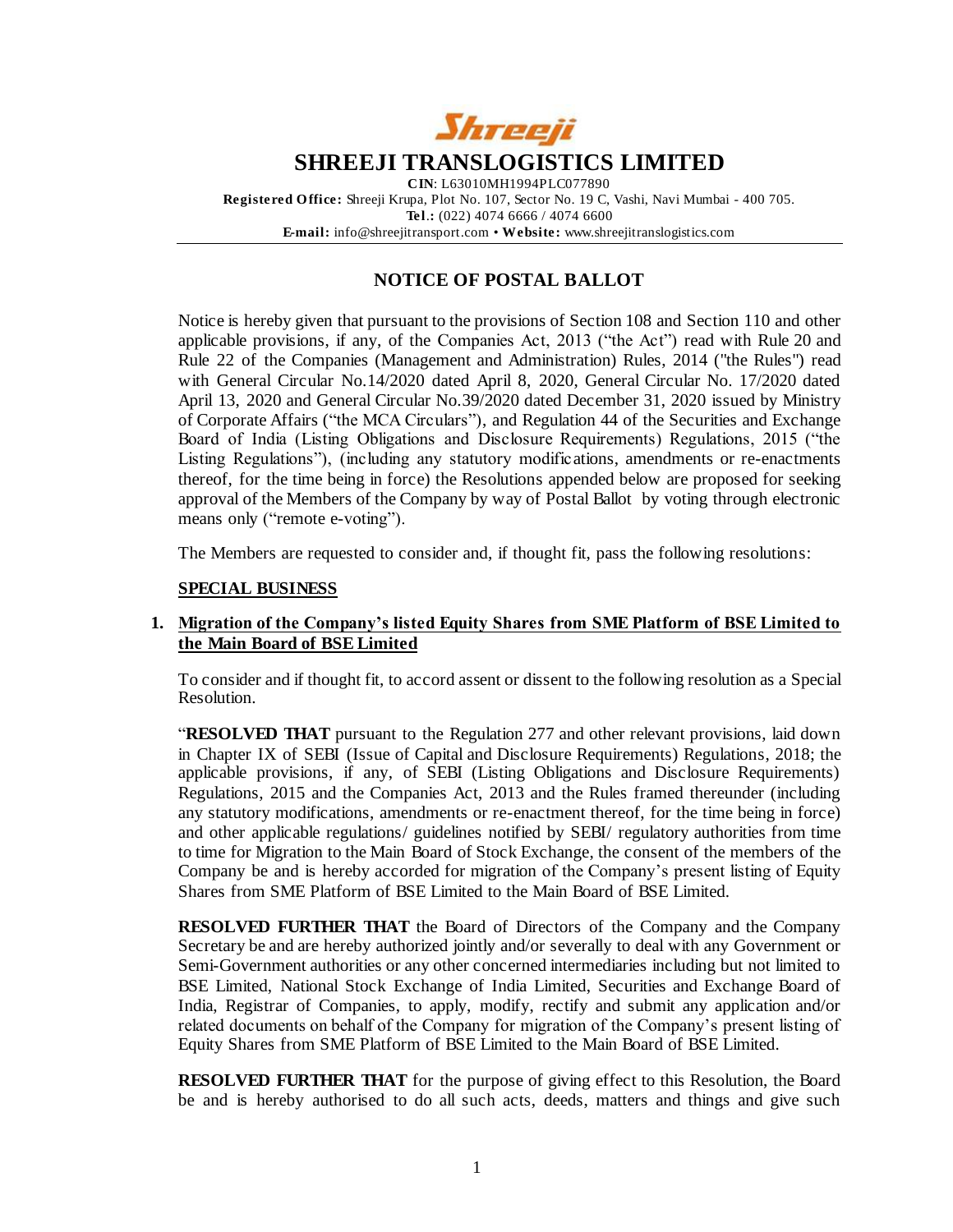# SHREEJI TRANSLOGISTICS LIMITED

**CIN**: L63010MH1994PLC077890

**Registered Office:** Shreeji Krupa, Plot No. 107, Sector No. 19 C, Vashi, Navi Mumbai - 400 705.

**Tel.:** (022) 4074 6666 / 4074 6600

**E-mail:** info@shreejitransport.com • **Website:** www.shreejitranslogistics.com

## NOTICE OF POSTAL BALLOT

Notice is hereby given that pursuant to the provisions of Section 108 and Section 110 and other applicable provisions, if any, of the Companies Act, 2013 ("the Act") read with Rule 20 and Rule 22 of the Companies (Management and Administration) Rules, 2014 ("the Rules") read with General Circular No.14/2020 dated April 8, 2020, General Circular No. 17/2020 dated April 13, 2020 and General Circular No.39/2020 dated December 31, 2020 issued by Ministry of Corporate Affairs ("the MCA Circulars"), and Regulation 44 of the Securities and Exchange Board of India (Listing Obligations and Disclosure Requirements) Regulations, 2015 ("the Listing Regulations"), (including any statutory modifications, amendments or re-enactments thereof, for the time being in force) the Resolutions appended below are proposed for seeking approval of the Members of the Company by way of Postal Ballot by voting through electronic means only ("remote e-voting").

The Members are requested to consider and, if thought fit, pass the following resolutions:

**SPECIAL BUSINESS**

**1. Migration of the Company's listed Equity Shares from SME Platform of BSE Limited to the Main Board of BSE Limited**

To consider and if thought fit, to accord assent or dissent to the following resolution as a Special Resolution.

"**RESOLVED THAT** pursuant to the Regulation 277 and other relevant provisions, laid down in Chapter IX of SEBI (Issue of Capital and Disclosure Requirements) Regulations, 2018; the applicable provisions, if any, of SEBI (Listing Obligations and Disclosure Requirements) Regulations, 2015 and the Companies Act, 2013 and the Rules framed thereunder (including any statutory modifications, amendments or re-enactment thereof, for the time being in force) and other applicable regulations/ guidelines notified by SEBI/ regulatory authorities from time to time for Migration to the Main Board of Stock Exchange, the consent of the members of the Company be and is hereby accorded for migration of the Company's present listing of Equity Shares from SME Platform of BSE Limited to the Main Board of BSE Limited.

**RESOLVED FURTHER THAT** the Board of Directors of the Company and the Company Secretary be and are hereby authorized jointly and/or severally to deal with any Government or Semi-Government authorities or any other concerned intermediaries including but not limited to BSE Limited, National Stock Exchange of India Limited, Securities and Exchange Board of India, Registrar of Companies, to apply, modify, rectify and submit any application and/or related documents on behalf of the Company for migration of the Company's present listing of Equity Shares from SME Platform of BSE Limited to the Main Board of BSE Limited.

**RESOLVED FURTHER THAT** for the purpose of giving effect to this Resolution, the Board be and is hereby authorised to do all such acts, deeds, matters and things and give such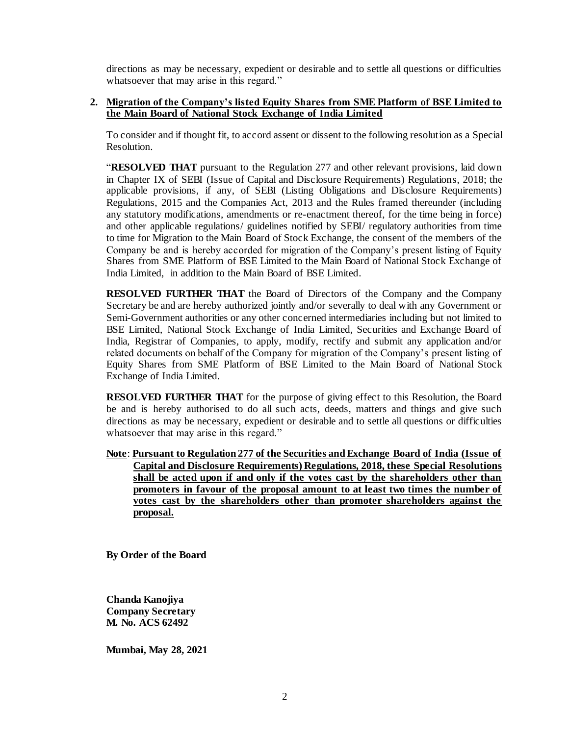directions as may be necessary, expedient or desirable and to settle all questions or difficulties whatsoever that may arise in this regard."

2. **Migration of the Company's listed Equity Shares from SME Platform of BSE Limited to the Main Board of National Stock Exchange of India Limited**

To consider and if thought fit, to accord assent or dissent to the following resolution as a Special Resolution.

"**RESOLVED THAT** pursuant to the Regulation 277 and other relevant provisions, laid down in Chapter IX of SEBI (Issue of Capital and Disclosure Requirements) Regulations, 2018; the applicable provisions, if any, of SEBI (Listing Obligations and Disclosure Requirements) Regulations, 2015 and the Companies Act, 2013 and the Rules framed thereunder (including any statutory modifications, amendments or re-enactment thereof, for the time being in force) and other applicable regulations/ guidelines notified by SEBI/ regulatory authorities from time to time for Migration to the Main Board of Stock Exchange, the consent of the members of the Company be and is hereby accorded for migration of the Company's present listing of Equity Shares from SME Platform of BSE Limited to the Main Board of National Stock Exchange of India Limited, in addition to the Main Board of BSE Limited.

**RESOLVED FURTHER THAT** the Board of Directors of the Company and the Company Secretary be and are hereby authorized jointly and/or severally to deal with any Government or Semi-Government authorities or any other concerned intermediaries including but not limited to BSE Limited, National Stock Exchange of India Limited, Securities and Exchange Board of India, Registrar of Companies, to apply, modify, rectify and submit any application and/or related documents on behalf of the Company for migration of the Company's present listing of Equity Shares from SME Platform of BSE Limited to the Main Board of National Stock Exchange of India Limited.

**RESOLVED FURTHER THAT** for the purpose of giving effect to this Resolution, the Board be and is hereby authorised to do all such acts, deeds, matters and things and give such directions as may be necessary, expedient or desirable and to settle all questions or difficulties whatsoever that may arise in this regard."

**Note**: **Pursuant to Regulation 277 of the Securities and Exchange Board of India (Issue of Capital and Disclosure Requirements) Regulations, 2018, these Special Resolutions shall be acted upon if and only if the votes cast by the shareholders other than promoters in favour of the proposal amount to at least two times the number of votes cast by the shareholders other than promoter shareholders against the proposal.**

**By Order of the Board**

**Chanda Kanojiya**
**Company Secretary**
**M. No. ACS 62492**

**Mumbai, May 28, 2021**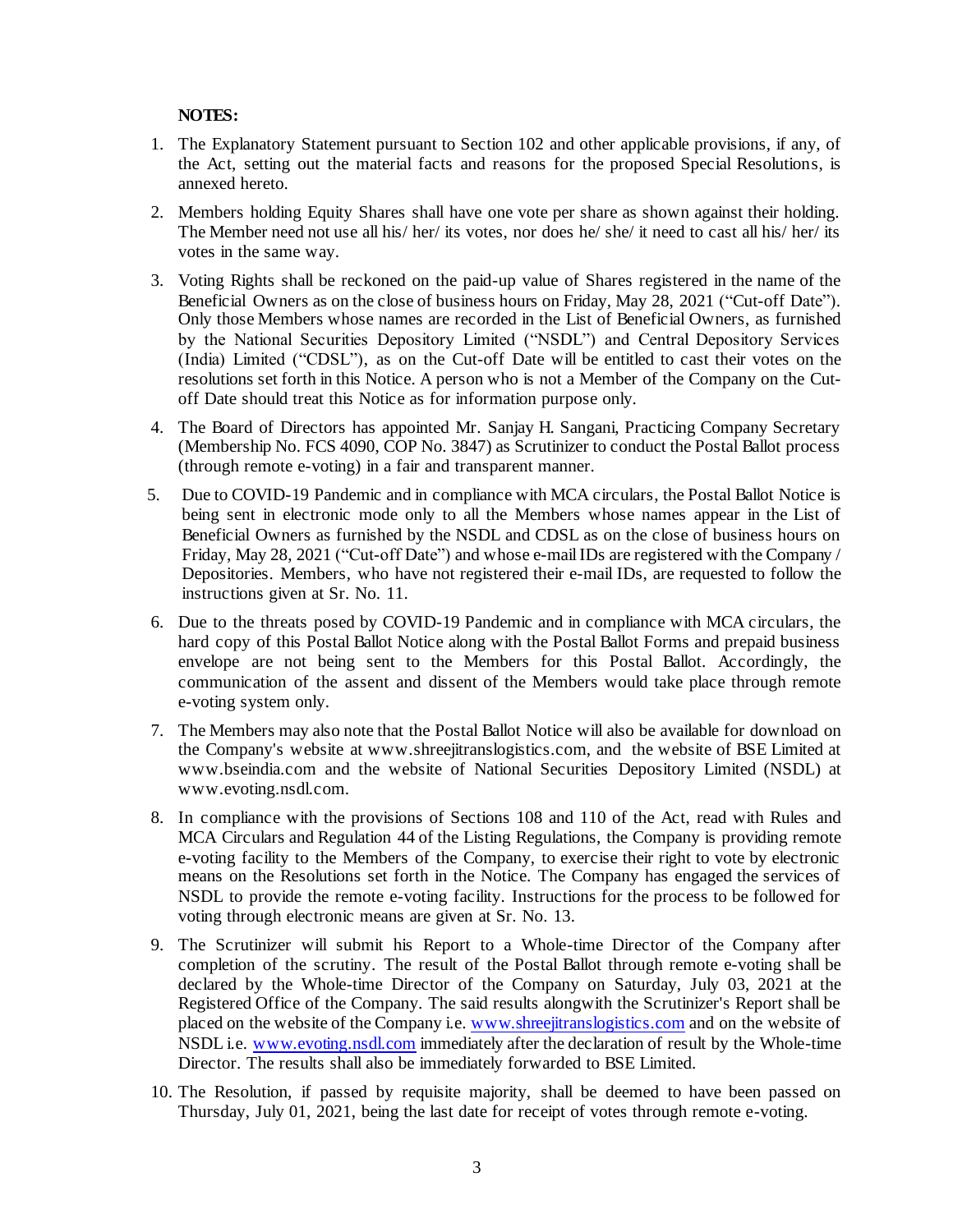**NOTES:**

1. The Explanatory Statement pursuant to Section 102 and other applicable provisions, if any, of the Act, setting out the material facts and reasons for the proposed Special Resolutions, is annexed hereto.

2. Members holding Equity Shares shall have one vote per share as shown against their holding. The Member need not use all his/ her/ its votes, nor does he/ she/ it need to cast all his/ her/ its votes in the same way.

3. Voting Rights shall be reckoned on the paid-up value of Shares registered in the name of the Beneficial Owners as on the close of business hours on Friday, May 28, 2021 ("Cut-off Date"). Only those Members whose names are recorded in the List of Beneficial Owners, as furnished by the National Securities Depository Limited ("NSDL") and Central Depository Services (India) Limited ("CDSL"), as on the Cut-off Date will be entitled to cast their votes on the resolutions set forth in this Notice. A person who is not a Member of the Company on the Cut-off Date should treat this Notice as for information purpose only.

4. The Board of Directors has appointed Mr. Sanjay H. Sangani, Practicing Company Secretary (Membership No. FCS 4090, COP No. 3847) as Scrutinizer to conduct the Postal Ballot process (through remote e-voting) in a fair and transparent manner.

5. Due to COVID-19 Pandemic and in compliance with MCA circulars, the Postal Ballot Notice is being sent in electronic mode only to all the Members whose names appear in the List of Beneficial Owners as furnished by the NSDL and CDSL as on the close of business hours on Friday, May 28, 2021 ("Cut-off Date") and whose e-mail IDs are registered with the Company / Depositories. Members, who have not registered their e-mail IDs, are requested to follow the instructions given at Sr. No. 11.

6. Due to the threats posed by COVID-19 Pandemic and in compliance with MCA circulars, the hard copy of this Postal Ballot Notice along with the Postal Ballot Forms and prepaid business envelope are not being sent to the Members for this Postal Ballot. Accordingly, the communication of the assent and dissent of the Members would take place through remote e-voting system only.

7. The Members may also note that the Postal Ballot Notice will also be available for download on the Company's website at www.shreejitranslogistics.com, and the website of BSE Limited at www.bseindia.com and the website of National Securities Depository Limited (NSDL) at www.evoting.nsdl.com.

8. In compliance with the provisions of Sections 108 and 110 of the Act, read with Rules and MCA Circulars and Regulation 44 of the Listing Regulations, the Company is providing remote e-voting facility to the Members of the Company, to exercise their right to vote by electronic means on the Resolutions set forth in the Notice. The Company has engaged the services of NSDL to provide the remote e-voting facility. Instructions for the process to be followed for voting through electronic means are given at Sr. No. 13.

9. The Scrutinizer will submit his Report to a Whole-time Director of the Company after completion of the scrutiny. The result of the Postal Ballot through remote e-voting shall be declared by the Whole-time Director of the Company on Saturday, July 03, 2021 at the Registered Office of the Company. The said results alongwith the Scrutinizer's Report shall be placed on the website of the Company i.e. www.shreejitranslogistics.com and on the website of NSDL i.e. www.evoting.nsdl.com immediately after the declaration of result by the Whole-time Director. The results shall also be immediately forwarded to BSE Limited.

10. The Resolution, if passed by requisite majority, shall be deemed to have been passed on Thursday, July 01, 2021, being the last date for receipt of votes through remote e-voting.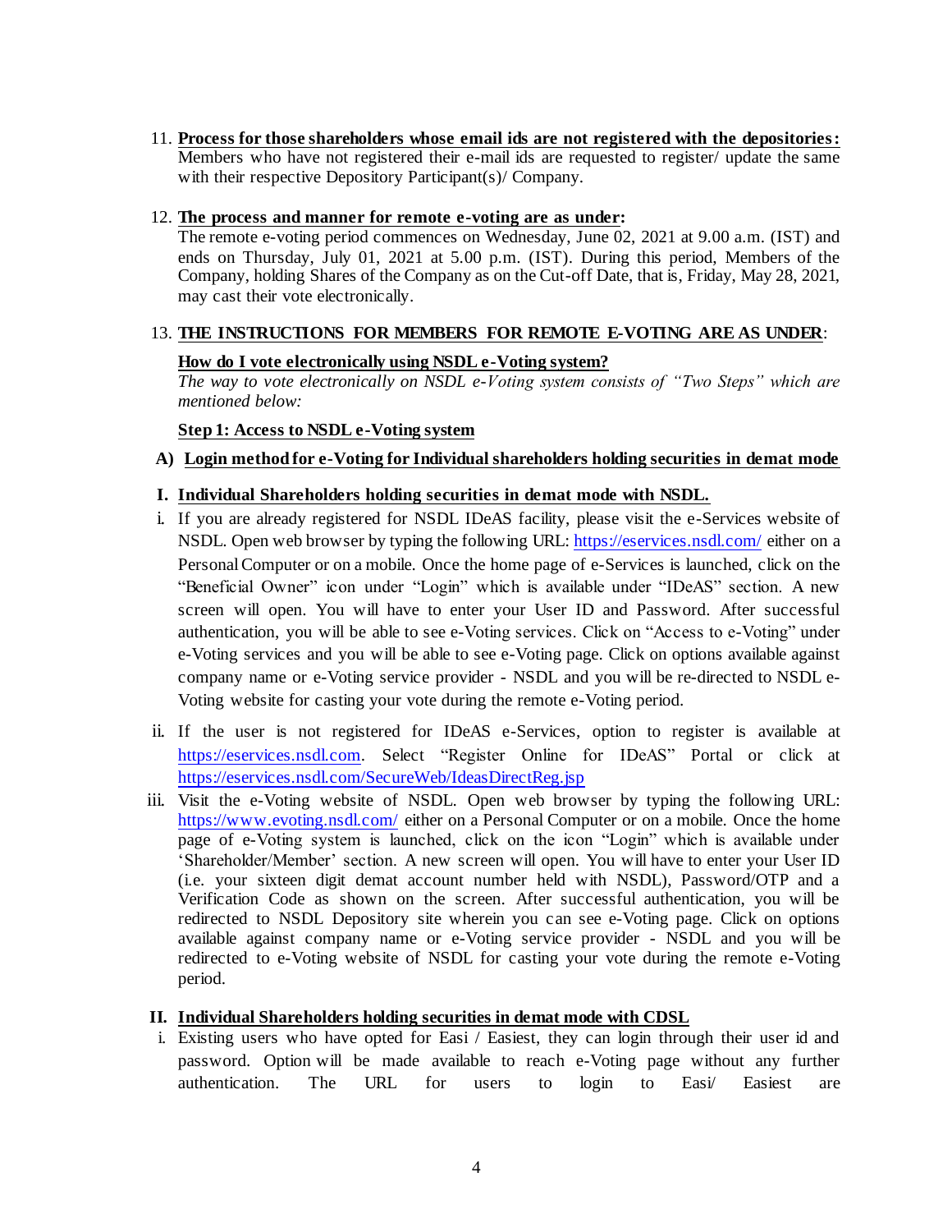11. **Process for those shareholders whose email ids are not registered with the depositories:** Members who have not registered their e-mail ids are requested to register/ update the same with their respective Depository Participant(s)/ Company.

12. **The process and manner for remote e-voting are as under:** The remote e-voting period commences on Wednesday, June 02, 2021 at 9.00 a.m. (IST) and ends on Thursday, July 01, 2021 at 5.00 p.m. (IST). During this period, Members of the Company, holding Shares of the Company as on the Cut-off Date, that is, Friday, May 28, 2021, may cast their vote electronically.

13. **THE INSTRUCTIONS FOR MEMBERS FOR REMOTE E-VOTING ARE AS UNDER**:

**How do I vote electronically using NSDL e-Voting system?**

*The way to vote electronically on NSDL e-Voting system consists of "Two Steps" which are mentioned below:*

**Step 1: Access to NSDL e-Voting system**

**A) Login method for e-Voting for Individual shareholders holding securities in demat mode**

**I. Individual Shareholders holding securities in demat mode with NSDL.**

i. If you are already registered for NSDL IDeAS facility, please visit the e-Services website of NSDL. Open web browser by typing the following URL: https://eservices.nsdl.com/ either on a Personal Computer or on a mobile. Once the home page of e-Services is launched, click on the "Beneficial Owner" icon under "Login" which is available under "IDeAS" section. A new screen will open. You will have to enter your User ID and Password. After successful authentication, you will be able to see e-Voting services. Click on "Access to e-Voting" under e-Voting services and you will be able to see e-Voting page. Click on options available against company name or e-Voting service provider - NSDL and you will be re-directed to NSDL e-Voting website for casting your vote during the remote e-Voting period.

ii. If the user is not registered for IDeAS e-Services, option to register is available at https://eservices.nsdl.com. Select "Register Online for IDeAS" Portal or click at https://eservices.nsdl.com/SecureWeb/IdeasDirectReg.jsp

iii. Visit the e-Voting website of NSDL. Open web browser by typing the following URL: https://www.evoting.nsdl.com/ either on a Personal Computer or on a mobile. Once the home page of e-Voting system is launched, click on the icon "Login" which is available under 'Shareholder/Member' section. A new screen will open. You will have to enter your User ID (i.e. your sixteen digit demat account number held with NSDL), Password/OTP and a Verification Code as shown on the screen. After successful authentication, you will be redirected to NSDL Depository site wherein you can see e-Voting page. Click on options available against company name or e-Voting service provider - NSDL and you will be redirected to e-Voting website of NSDL for casting your vote during the remote e-Voting period.

**II. Individual Shareholders holding securities in demat mode with CDSL**

i. Existing users who have opted for Easi / Easiest, they can login through their user id and password. Option will be made available to reach e-Voting page without any further authentication. The URL for users to login to Easi/ Easiest are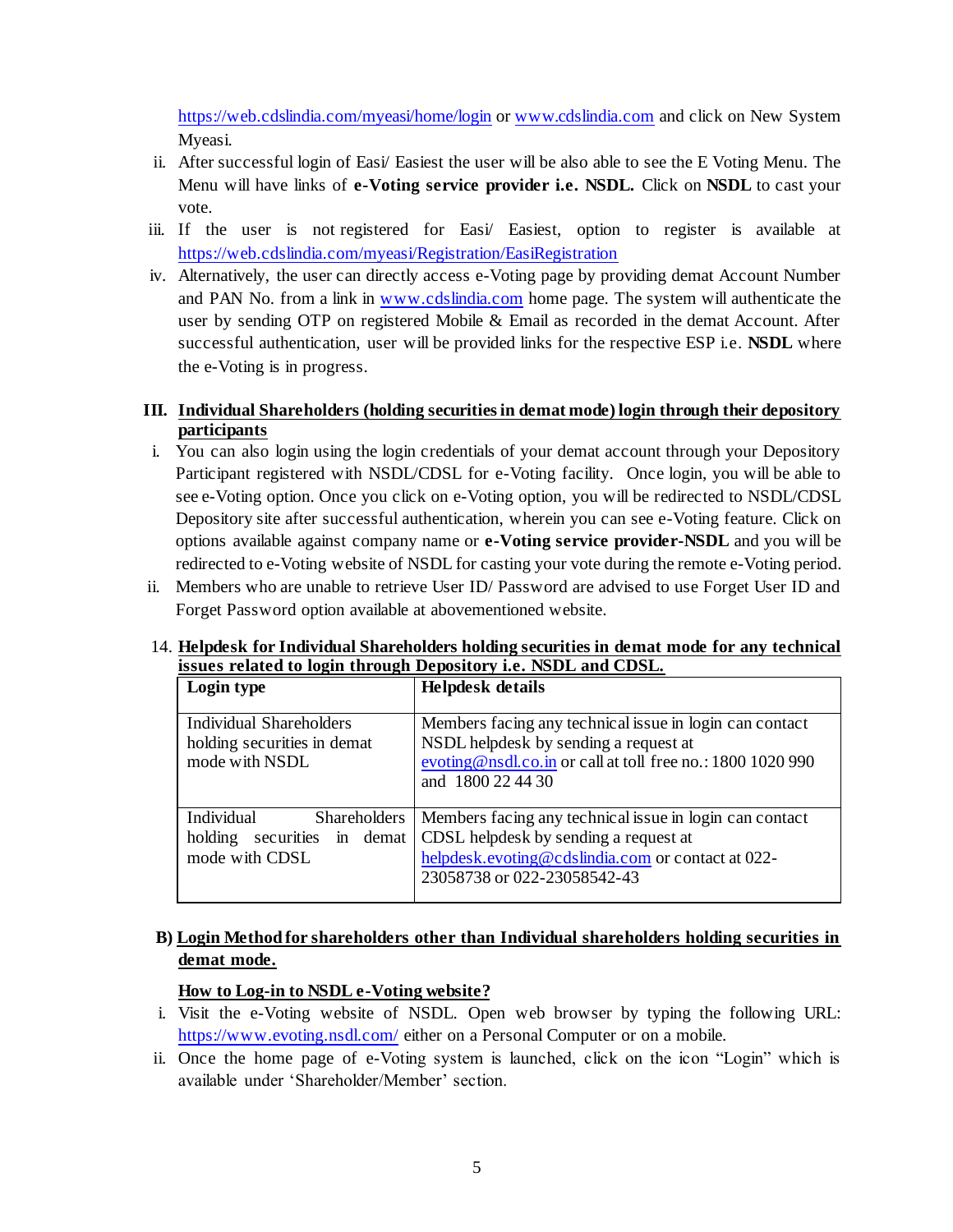[https://web.cdslindia.com/myeasi/home/login](https://web.cdslindia.com/myeasi/home/login) or [www.cdslindia.com](http://www.cdslindia.com) and click on New System Myeasi.

ii. After successful login of Easi/ Easiest the user will be also able to see the E Voting Menu. The Menu will have links of **e-Voting service provider i.e. NSDL.** Click on **NSDL** to cast your vote.

iii. If the user is not registered for Easi/ Easiest, option to register is available at [https://web.cdslindia.com/myeasi/Registration/EasiRegistration](https://web.cdslindia.com/myeasi/Registration/EasiRegistration)

iv. Alternatively, the user can directly access e-Voting page by providing demat Account Number and PAN No. from a link in [www.cdslindia.com](http://www.cdslindia.com) home page. The system will authenticate the user by sending OTP on registered Mobile & Email as recorded in the demat Account. After successful authentication, user will be provided links for the respective ESP i.e. **NSDL** where the e-Voting is in progress.

**III. <u>Individual Shareholders (holding securities in demat mode) login through their depository participants</u>**

i. You can also login using the login credentials of your demat account through your Depository Participant registered with NSDL/CDSL for e-Voting facility. Once login, you will be able to see e-Voting option. Once you click on e-Voting option, you will be redirected to NSDL/CDSL Depository site after successful authentication, wherein you can see e-Voting feature. Click on options available against company name or **e-Voting service provider-NSDL** and you will be redirected to e-Voting website of NSDL for casting your vote during the remote e-Voting period.

ii. Members who are unable to retrieve User ID/ Password are advised to use Forget User ID and Forget Password option available at abovementioned website.

14. **<u>Helpdesk for Individual Shareholders holding securities in demat mode for any technical issues related to login through Depository i.e. NSDL and CDSL.</u>**

| Login type | Helpdesk details |
|---|---|
| Individual Shareholders holding securities in demat mode with NSDL | Members facing any technical issue in login can contact NSDL helpdesk by sending a request at [evoting@nsdl.co.in](mailto:evoting@nsdl.co.in) or call at toll free no.: 1800 1020 990 and 1800 22 44 30 |
| Individual Shareholders holding securities in demat mode with CDSL | Members facing any technical issue in login can contact CDSL helpdesk by sending a request at [helpdesk.evoting@cdslindia.com](mailto:helpdesk.evoting@cdslindia.com) or contact at 022-23058738 or 022-23058542-43 |

**B) <u>Login Method for shareholders other than Individual shareholders holding securities in demat mode.</u>**

**<u>How to Log-in to NSDL e-Voting website?</u>**

i. Visit the e-Voting website of NSDL. Open web browser by typing the following URL: [https://www.evoting.nsdl.com/](https://www.evoting.nsdl.com/) either on a Personal Computer or on a mobile.

ii. Once the home page of e-Voting system is launched, click on the icon "Login" which is available under 'Shareholder/Member' section.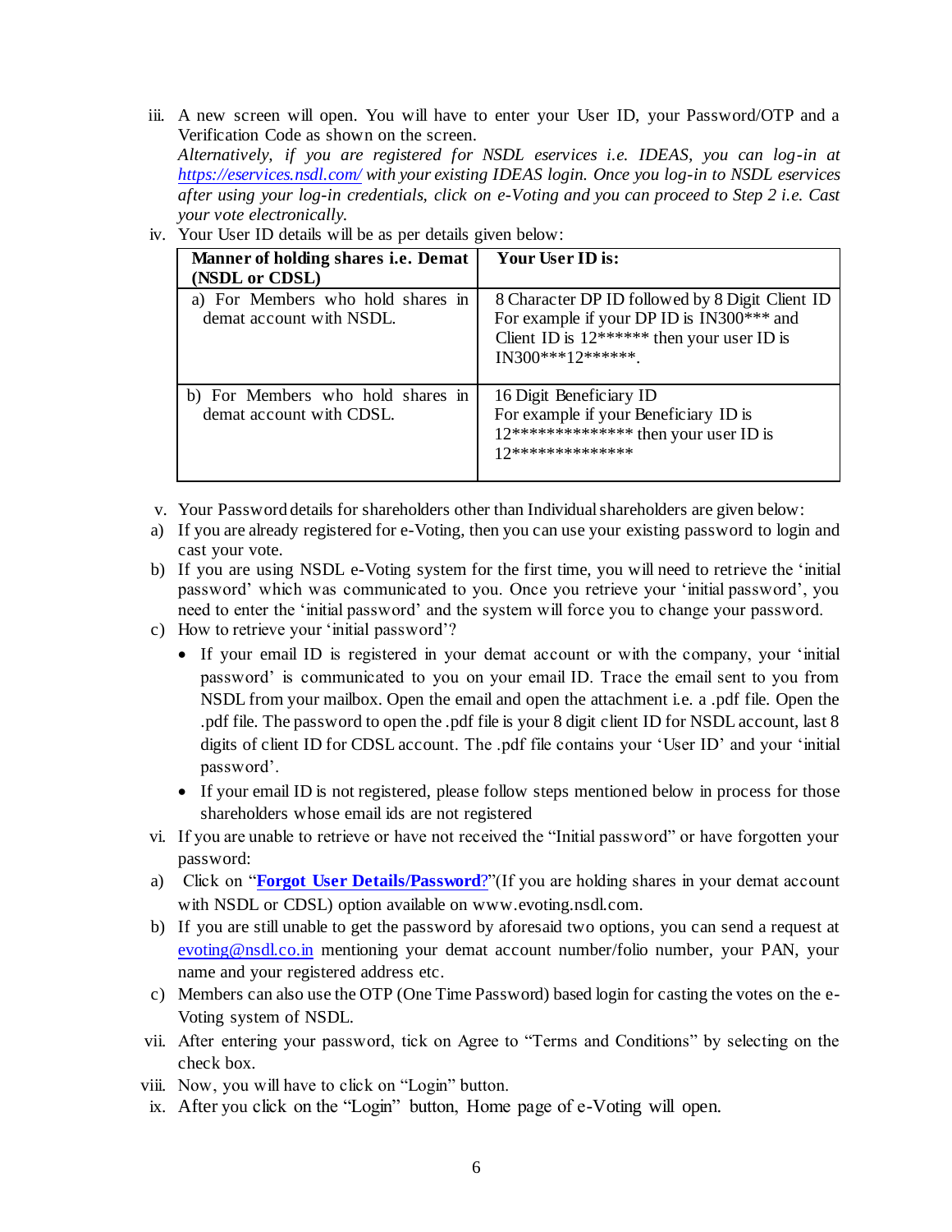iii. A new screen will open. You will have to enter your User ID, your Password/OTP and a Verification Code as shown on the screen.
*Alternatively, if you are registered for NSDL eservices i.e. IDEAS, you can log-in at [https://eservices.nsdl.com/](https://eservices.nsdl.com/) with your existing IDEAS login. Once you log-in to NSDL eservices after using your log-in credentials, click on e-Voting and you can proceed to Step 2 i.e. Cast your vote electronically.*

iv. Your User ID details will be as per details given below:

| Manner of holding shares i.e. Demat (NSDL or CDSL) | Your User ID is: |
|---|---|
| a) For Members who hold shares in demat account with NSDL. | 8 Character DP ID followed by 8 Digit Client ID For example if your DP ID is IN300*** and Client ID is 12****** then your user ID is IN300***12******. |
| b) For Members who hold shares in demat account with CDSL. | 16 Digit Beneficiary ID For example if your Beneficiary ID is 12************** then your user ID is 12************** |

v. Your Password details for shareholders other than Individual shareholders are given below:

a) If you are already registered for e-Voting, then you can use your existing password to login and cast your vote.

b) If you are using NSDL e-Voting system for the first time, you will need to retrieve the 'initial password' which was communicated to you. Once you retrieve your 'initial password', you need to enter the 'initial password' and the system will force you to change your password.

c) How to retrieve your 'initial password'?

- If your email ID is registered in your demat account or with the company, your 'initial password' is communicated to you on your email ID. Trace the email sent to you from NSDL from your mailbox. Open the email and open the attachment i.e. a .pdf file. Open the .pdf file. The password to open the .pdf file is your 8 digit client ID for NSDL account, last 8 digits of client ID for CDSL account. The .pdf file contains your 'User ID' and your 'initial password'.
- If your email ID is not registered, please follow steps mentioned below in process for those shareholders whose email ids are not registered

vi. If you are unable to retrieve or have not received the "Initial password" or have forgotten your password:

a) Click on "**Forgot User Details/Password?**"(If you are holding shares in your demat account with NSDL or CDSL) option available on www.evoting.nsdl.com.

b) If you are still unable to get the password by aforesaid two options, you can send a request at [evoting@nsdl.co.in](mailto:evoting@nsdl.co.in) mentioning your demat account number/folio number, your PAN, your name and your registered address etc.

c) Members can also use the OTP (One Time Password) based login for casting the votes on the e-Voting system of NSDL.

vii. After entering your password, tick on Agree to "Terms and Conditions" by selecting on the check box.

viii. Now, you will have to click on "Login" button.

ix. After you click on the "Login" button, Home page of e-Voting will open.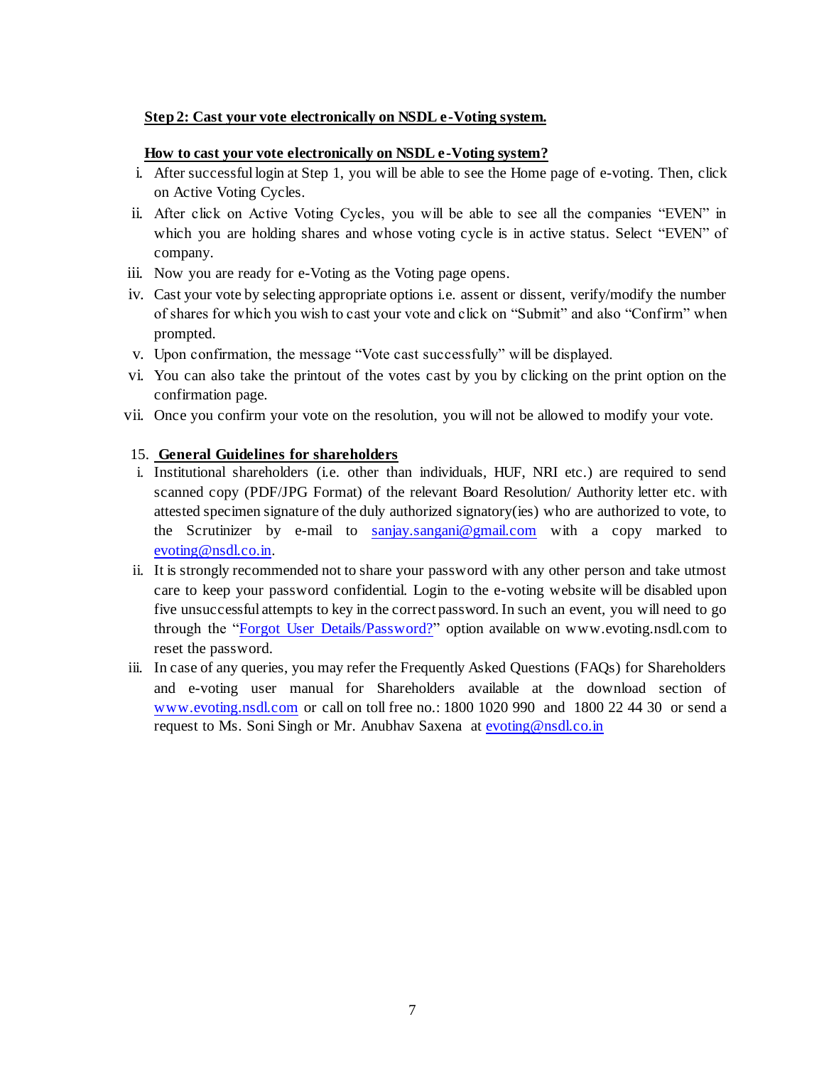**Step 2: Cast your vote electronically on NSDL e-Voting system.**

**How to cast your vote electronically on NSDL e-Voting system?**

i. After successful login at Step 1, you will be able to see the Home page of e-voting. Then, click on Active Voting Cycles.

ii. After click on Active Voting Cycles, you will be able to see all the companies "EVEN" in which you are holding shares and whose voting cycle is in active status. Select "EVEN" of company.

iii. Now you are ready for e-Voting as the Voting page opens.

iv. Cast your vote by selecting appropriate options i.e. assent or dissent, verify/modify the number of shares for which you wish to cast your vote and click on "Submit" and also "Confirm" when prompted.

v. Upon confirmation, the message "Vote cast successfully" will be displayed.

vi. You can also take the printout of the votes cast by you by clicking on the print option on the confirmation page.

vii. Once you confirm your vote on the resolution, you will not be allowed to modify your vote.

15. **General Guidelines for shareholders**

i. Institutional shareholders (i.e. other than individuals, HUF, NRI etc.) are required to send scanned copy (PDF/JPG Format) of the relevant Board Resolution/ Authority letter etc. with attested specimen signature of the duly authorized signatory(ies) who are authorized to vote, to the Scrutinizer by e-mail to sanjay.sangani@gmail.com with a copy marked to evoting@nsdl.co.in.

ii. It is strongly recommended not to share your password with any other person and take utmost care to keep your password confidential. Login to the e-voting website will be disabled upon five unsuccessful attempts to key in the correct password. In such an event, you will need to go through the "Forgot User Details/Password?" option available on www.evoting.nsdl.com to reset the password.

iii. In case of any queries, you may refer the Frequently Asked Questions (FAQs) for Shareholders and e-voting user manual for Shareholders available at the download section of www.evoting.nsdl.com or call on toll free no.: 1800 1020 990 and 1800 22 44 30 or send a request to Ms. Soni Singh or Mr. Anubhav Saxena at evoting@nsdl.co.in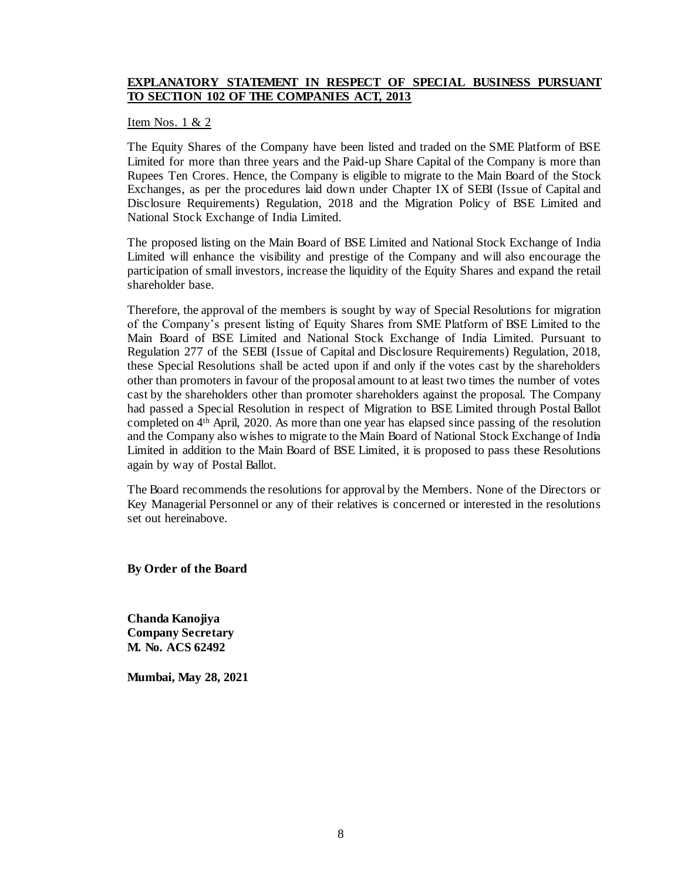**EXPLANATORY STATEMENT IN RESPECT OF SPECIAL BUSINESS PURSUANT TO SECTION 102 OF THE COMPANIES ACT, 2013**

Item Nos. 1 & 2

The Equity Shares of the Company have been listed and traded on the SME Platform of BSE Limited for more than three years and the Paid-up Share Capital of the Company is more than Rupees Ten Crores. Hence, the Company is eligible to migrate to the Main Board of the Stock Exchanges, as per the procedures laid down under Chapter IX of SEBI (Issue of Capital and Disclosure Requirements) Regulation, 2018 and the Migration Policy of BSE Limited and National Stock Exchange of India Limited.

The proposed listing on the Main Board of BSE Limited and National Stock Exchange of India Limited will enhance the visibility and prestige of the Company and will also encourage the participation of small investors, increase the liquidity of the Equity Shares and expand the retail shareholder base.

Therefore, the approval of the members is sought by way of Special Resolutions for migration of the Company's present listing of Equity Shares from SME Platform of BSE Limited to the Main Board of BSE Limited and National Stock Exchange of India Limited. Pursuant to Regulation 277 of the SEBI (Issue of Capital and Disclosure Requirements) Regulation, 2018, these Special Resolutions shall be acted upon if and only if the votes cast by the shareholders other than promoters in favour of the proposal amount to at least two times the number of votes cast by the shareholders other than promoter shareholders against the proposal. The Company had passed a Special Resolution in respect of Migration to BSE Limited through Postal Ballot completed on 4th April, 2020. As more than one year has elapsed since passing of the resolution and the Company also wishes to migrate to the Main Board of National Stock Exchange of India Limited in addition to the Main Board of BSE Limited, it is proposed to pass these Resolutions again by way of Postal Ballot.

The Board recommends the resolutions for approval by the Members. None of the Directors or Key Managerial Personnel or any of their relatives is concerned or interested in the resolutions set out hereinabove.

**By Order of the Board**

**Chanda Kanojiya**
**Company Secretary**
**M. No. ACS 62492**

**Mumbai, May 28, 2021**